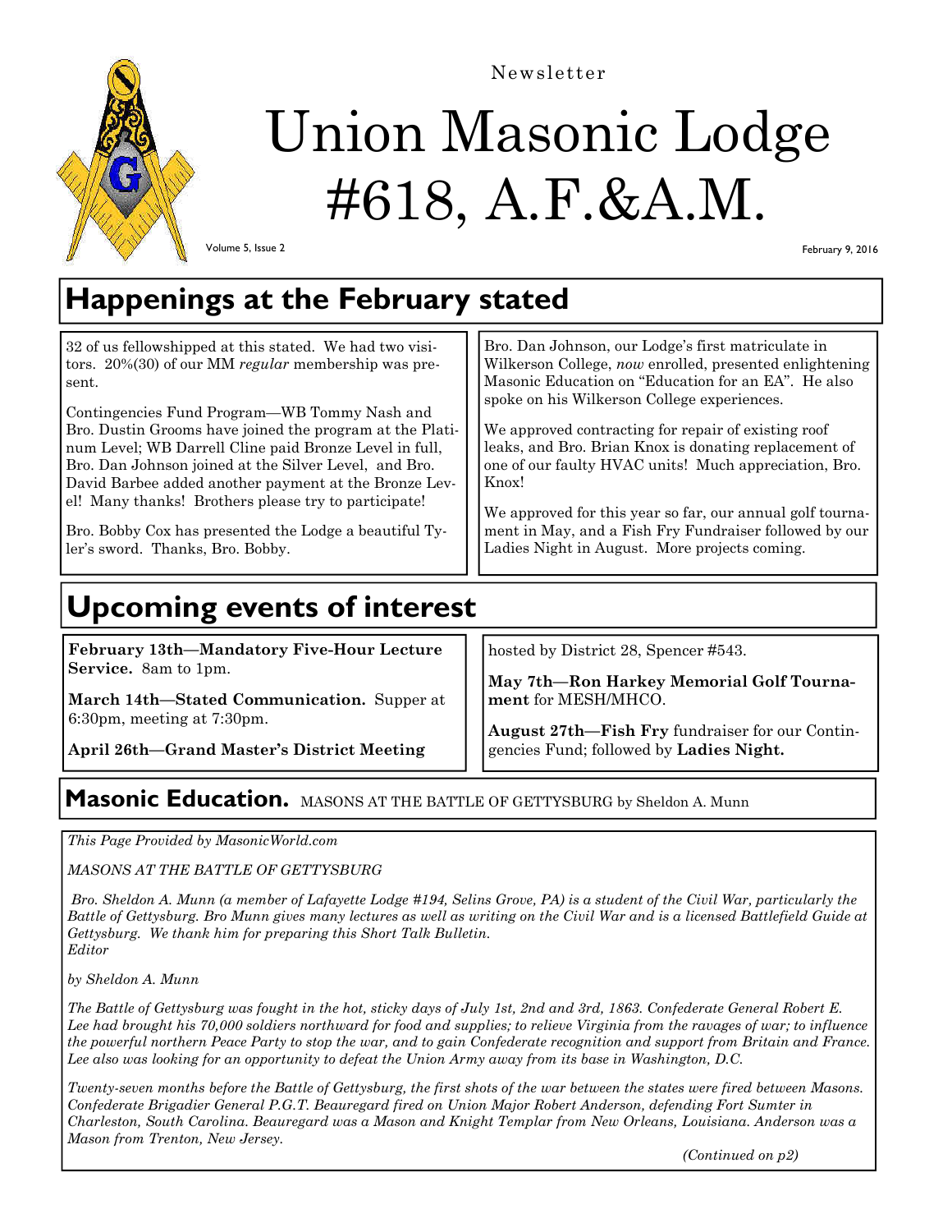Newsletter

# Union Masonic Lodge #618, A.F.&A.M.

Volume 5, Issue 2

February 9, 2016

## Happenings at the February stated

32 of us fellowshipped at this stated. We had two visitors. 20%(30) of our MM *regular* membership was present.

Contingencies Fund Program—WB Tommy Nash and Bro. Dustin Grooms have joined the program at the Platinum Level; WB Darrell Cline paid Bronze Level in full, Bro. Dan Johnson joined at the Silver Level, and Bro. David Barbee added another payment at the Bronze Level! Many thanks! Brothers please try to participate!

Bro. Bobby Cox has presented the Lodge a beautiful Tyler's sword. Thanks, Bro. Bobby.

Bro. Dan Johnson, our Lodge's first matriculate in Wilkerson College, *now* enrolled, presented enlightening Masonic Education on "Education for an EA". He also spoke on his Wilkerson College experiences.

We approved contracting for repair of existing roof leaks, and Bro. Brian Knox is donating replacement of one of our faulty HVAC units! Much appreciation, Bro. Knox!

We approved for this year so far, our annual golf tournament in May, and a Fish Fry Fundraiser followed by our Ladies Night in August. More projects coming.

## Upcoming events of interest

**February 13th—Mandatory Five-Hour Lecture Service.** 8am to 1pm.

**March 14th—Stated Communication.** Supper at 6:30pm, meeting at 7:30pm.

**April 26th—Grand Master's District Meeting** hosted by District 28, Spencer #543.

**May 7th—Ron Harkey Memorial Golf Tournament** for MESH/MHCO.

**August 27th—Fish Fry** fundraiser for our Contingencies Fund; followed by **Ladies Night.**

## Masonic Education. MASONS AT THE BATTLE OF GETTYSBURG by Sheldon A. Munn

*This Page Provided by MasonicWorld.com*

*MASONS AT THE BATTLE OF GETTYSBURG*

*Bro. Sheldon A. Munn (a member of Lafayette Lodge #194, Selins Grove, PA) is a student of the Civil War, particularly the Battle of Gettysburg. Bro Munn gives many lectures as well as writing on the Civil War and is a licensed Battlefield Guide at Gettysburg. We thank him for preparing this Short Talk Bulletin.*
*Editor*

*by Sheldon A. Munn*

*The Battle of Gettysburg was fought in the hot, sticky days of July 1st, 2nd and 3rd, 1863. Confederate General Robert E. Lee had brought his 70,000 soldiers northward for food and supplies; to relieve Virginia from the ravages of war; to influence the powerful northern Peace Party to stop the war, and to gain Confederate recognition and support from Britain and France. Lee also was looking for an opportunity to defeat the Union Army away from its base in Washington, D.C.*

*Twenty-seven months before the Battle of Gettysburg, the first shots of the war between the states were fired between Masons. Confederate Brigadier General P.G.T. Beauregard fired on Union Major Robert Anderson, defending Fort Sumter in Charleston, South Carolina. Beauregard was a Mason and Knight Templar from New Orleans, Louisiana. Anderson was a Mason from Trenton, New Jersey.*

*(Continued on p2)*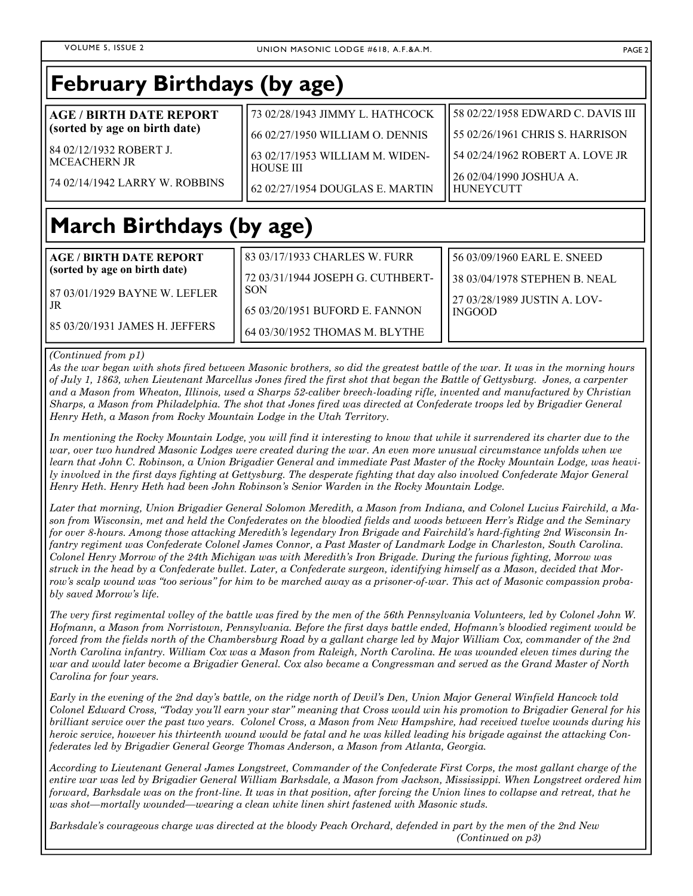## February Birthdays (by age)

**AGE / BIRTH DATE REPORT (sorted by age on birth date)**

84 02/12/1932 ROBERT J. MCEACHERN JR

74 02/14/1942 LARRY W. ROBBINS

73 02/28/1943 JIMMY L. HATHCOCK

66 02/27/1950 WILLIAM O. DENNIS

63 02/17/1953 WILLIAM M. WIDENHOUSE III

62 02/27/1954 DOUGLAS E. MARTIN

58 02/22/1958 EDWARD C. DAVIS III

55 02/26/1961 CHRIS S. HARRISON

54 02/24/1962 ROBERT A. LOVE JR

26 02/04/1990 JOSHUA A. HUNEYCUTT

## March Birthdays (by age)

**AGE / BIRTH DATE REPORT (sorted by age on birth date)**

87 03/01/1929 BAYNE W. LEFLER JR

85 03/20/1931 JAMES H. JEFFERS

83 03/17/1933 CHARLES W. FURR

72 03/31/1944 JOSEPH G. CUTHBERTSON

65 03/20/1951 BUFORD E. FANNON

64 03/30/1952 THOMAS M. BLYTHE

56 03/09/1960 EARL E. SNEED

38 03/04/1978 STEPHEN B. NEAL

27 03/28/1989 JUSTIN A. LOVINGOOD

*(Continued from p1)*

*As the war began with shots fired between Masonic brothers, so did the greatest battle of the war. It was in the morning hours of July 1, 1863, when Lieutenant Marcellus Jones fired the first shot that began the Battle of Gettysburg. Jones, a carpenter and a Mason from Wheaton, Illinois, used a Sharps 52-caliber breech-loading rifle, invented and manufactured by Christian Sharps, a Mason from Philadelphia. The shot that Jones fired was directed at Confederate troops led by Brigadier General Henry Heth, a Mason from Rocky Mountain Lodge in the Utah Territory.*

*In mentioning the Rocky Mountain Lodge, you will find it interesting to know that while it surrendered its charter due to the war, over two hundred Masonic Lodges were created during the war. An even more unusual circumstance unfolds when we learn that John C. Robinson, a Union Brigadier General and immediate Past Master of the Rocky Mountain Lodge, was heavily involved in the first days fighting at Gettysburg. The desperate fighting that day also involved Confederate Major General Henry Heth. Henry Heth had been John Robinson's Senior Warden in the Rocky Mountain Lodge.*

*Later that morning, Union Brigadier General Solomon Meredith, a Mason from Indiana, and Colonel Lucius Fairchild, a Mason from Wisconsin, met and held the Confederates on the bloodied fields and woods between Herr's Ridge and the Seminary for over 8-hours. Among those attacking Meredith's legendary Iron Brigade and Fairchild's hard-fighting 2nd Wisconsin Infantry regiment was Confederate Colonel James Connor, a Past Master of Landmark Lodge in Charleston, South Carolina. Colonel Henry Morrow of the 24th Michigan was with Meredith's Iron Brigade. During the furious fighting, Morrow was struck in the head by a Confederate bullet. Later, a Confederate surgeon, identifying himself as a Mason, decided that Morrow's scalp wound was "too serious" for him to be marched away as a prisoner-of-war. This act of Masonic compassion probably saved Morrow's life.*

*The very first regimental volley of the battle was fired by the men of the 56th Pennsylvania Volunteers, led by Colonel John W. Hofmann, a Mason from Norristown, Pennsylvania. Before the first days battle ended, Hofmann's bloodied regiment would be forced from the fields north of the Chambersburg Road by a gallant charge led by Major William Cox, commander of the 2nd North Carolina infantry. William Cox was a Mason from Raleigh, North Carolina. He was wounded eleven times during the war and would later become a Brigadier General. Cox also became a Congressman and served as the Grand Master of North Carolina for four years.*

*Early in the evening of the 2nd day's battle, on the ridge north of Devil's Den, Union Major General Winfield Hancock told Colonel Edward Cross, "Today you'll earn your star" meaning that Cross would win his promotion to Brigadier General for his brilliant service over the past two years. Colonel Cross, a Mason from New Hampshire, had received twelve wounds during his heroic service, however his thirteenth wound would be fatal and he was killed leading his brigade against the attacking Confederates led by Brigadier General George Thomas Anderson, a Mason from Atlanta, Georgia.*

*According to Lieutenant General James Longstreet, Commander of the Confederate First Corps, the most gallant charge of the entire war was led by Brigadier General William Barksdale, a Mason from Jackson, Mississippi. When Longstreet ordered him forward, Barksdale was on the front-line. It was in that position, after forcing the Union lines to collapse and retreat, that he was shot—mortally wounded—wearing a clean white linen shirt fastened with Masonic studs.*

*Barksdale's courageous charge was directed at the bloody Peach Orchard, defended in part by the men of the 2nd New*

*(Continued on p3)*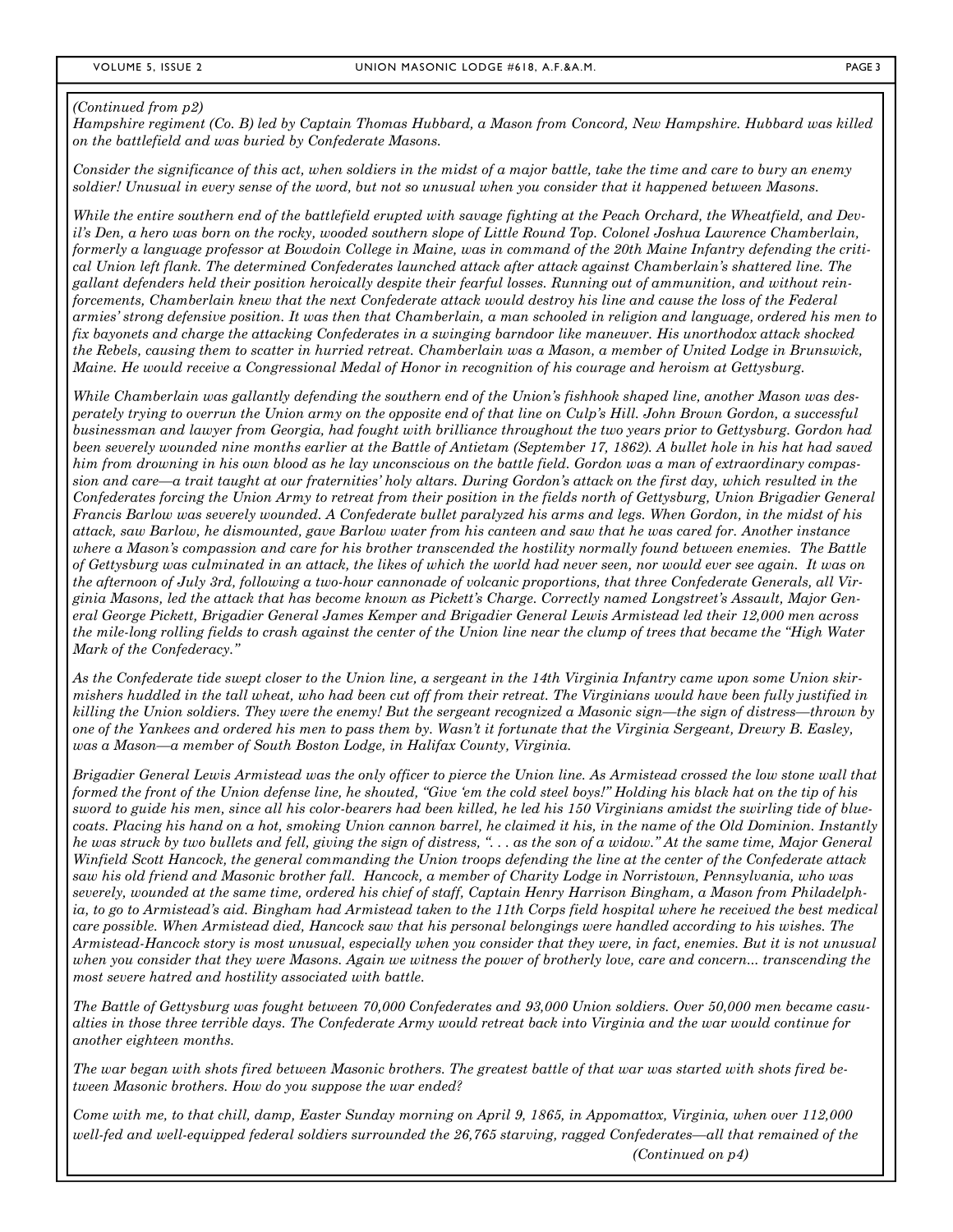*(Continued from p2)*

*Hampshire regiment (Co. B) led by Captain Thomas Hubbard, a Mason from Concord, New Hampshire. Hubbard was killed on the battlefield and was buried by Confederate Masons.*

*Consider the significance of this act, when soldiers in the midst of a major battle, take the time and care to bury an enemy soldier! Unusual in every sense of the word, but not so unusual when you consider that it happened between Masons.*

*While the entire southern end of the battlefield erupted with savage fighting at the Peach Orchard, the Wheatfield, and Devil's Den, a hero was born on the rocky, wooded southern slope of Little Round Top. Colonel Joshua Lawrence Chamberlain, formerly a language professor at Bowdoin College in Maine, was in command of the 20th Maine Infantry defending the critical Union left flank. The determined Confederates launched attack after attack against Chamberlain's shattered line. The gallant defenders held their position heroically despite their fearful losses. Running out of ammunition, and without reinforcements, Chamberlain knew that the next Confederate attack would destroy his line and cause the loss of the Federal armies' strong defensive position. It was then that Chamberlain, a man schooled in religion and language, ordered his men to fix bayonets and charge the attacking Confederates in a swinging barndoor like maneuver. His unorthodox attack shocked the Rebels, causing them to scatter in hurried retreat. Chamberlain was a Mason, a member of United Lodge in Brunswick, Maine. He would receive a Congressional Medal of Honor in recognition of his courage and heroism at Gettysburg.*

*While Chamberlain was gallantly defending the southern end of the Union's fishhook shaped line, another Mason was desperately trying to overrun the Union army on the opposite end of that line on Culp's Hill. John Brown Gordon, a successful businessman and lawyer from Georgia, had fought with brilliance throughout the two years prior to Gettysburg. Gordon had been severely wounded nine months earlier at the Battle of Antietam (September 17, 1862). A bullet hole in his hat had saved him from drowning in his own blood as he lay unconscious on the battle field. Gordon was a man of extraordinary compassion and care—a trait taught at our fraternities' holy altars. During Gordon's attack on the first day, which resulted in the Confederates forcing the Union Army to retreat from their position in the fields north of Gettysburg, Union Brigadier General Francis Barlow was severely wounded. A Confederate bullet paralyzed his arms and legs. When Gordon, in the midst of his attack, saw Barlow, he dismounted, gave Barlow water from his canteen and saw that he was cared for. Another instance where a Mason's compassion and care for his brother transcended the hostility normally found between enemies. The Battle of Gettysburg was culminated in an attack, the likes of which the world had never seen, nor would ever see again. It was on the afternoon of July 3rd, following a two-hour cannonade of volcanic proportions, that three Confederate Generals, all Virginia Masons, led the attack that has become known as Pickett's Charge. Correctly named Longstreet's Assault, Major General George Pickett, Brigadier General James Kemper and Brigadier General Lewis Armistead led their 12,000 men across the mile-long rolling fields to crash against the center of the Union line near the clump of trees that became the "High Water Mark of the Confederacy."*

*As the Confederate tide swept closer to the Union line, a sergeant in the 14th Virginia Infantry came upon some Union skirmishers huddled in the tall wheat, who had been cut off from their retreat. The Virginians would have been fully justified in killing the Union soldiers. They were the enemy! But the sergeant recognized a Masonic sign—the sign of distress—thrown by one of the Yankees and ordered his men to pass them by. Wasn't it fortunate that the Virginia Sergeant, Drewry B. Easley, was a Mason—a member of South Boston Lodge, in Halifax County, Virginia.*

*Brigadier General Lewis Armistead was the only officer to pierce the Union line. As Armistead crossed the low stone wall that formed the front of the Union defense line, he shouted, "Give 'em the cold steel boys!" Holding his black hat on the tip of his sword to guide his men, since all his color-bearers had been killed, he led his 150 Virginians amidst the swirling tide of bluecoats. Placing his hand on a hot, smoking Union cannon barrel, he claimed it his, in the name of the Old Dominion. Instantly he was struck by two bullets and fell, giving the sign of distress, ". . . as the son of a widow." At the same time, Major General Winfield Scott Hancock, the general commanding the Union troops defending the line at the center of the Confederate attack saw his old friend and Masonic brother fall. Hancock, a member of Charity Lodge in Norristown, Pennsylvania, who was severely, wounded at the same time, ordered his chief of staff, Captain Henry Harrison Bingham, a Mason from Philadelphia, to go to Armistead's aid. Bingham had Armistead taken to the 11th Corps field hospital where he received the best medical care possible. When Armistead died, Hancock saw that his personal belongings were handled according to his wishes. The Armistead-Hancock story is most unusual, especially when you consider that they were, in fact, enemies. But it is not unusual when you consider that they were Masons. Again we witness the power of brotherly love, care and concern... transcending the most severe hatred and hostility associated with battle.*

*The Battle of Gettysburg was fought between 70,000 Confederates and 93,000 Union soldiers. Over 50,000 men became casualties in those three terrible days. The Confederate Army would retreat back into Virginia and the war would continue for another eighteen months.*

*The war began with shots fired between Masonic brothers. The greatest battle of that war was started with shots fired between Masonic brothers. How do you suppose the war ended?*

*Come with me, to that chill, damp, Easter Sunday morning on April 9, 1865, in Appomattox, Virginia, when over 112,000 well-fed and well-equipped federal soldiers surrounded the 26,765 starving, ragged Confederates—all that remained of the*

*(Continued on p4)*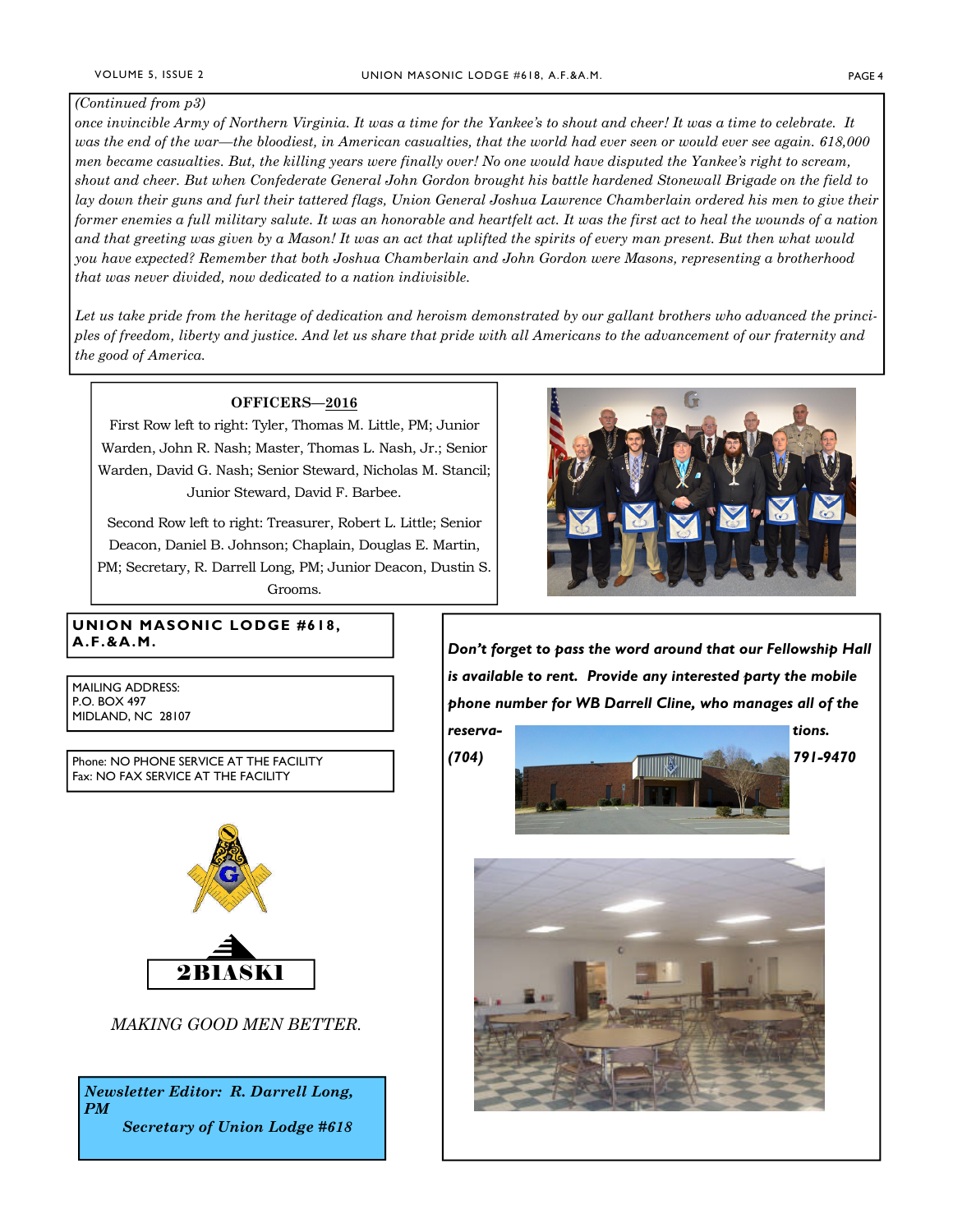*(Continued from p3)*

*once invincible Army of Northern Virginia. It was a time for the Yankee's to shout and cheer! It was a time to celebrate. It was the end of the war—the bloodiest, in American casualties, that the world had ever seen or would ever see again. 618,000 men became casualties. But, the killing years were finally over! No one would have disputed the Yankee's right to scream, shout and cheer. But when Confederate General John Gordon brought his battle hardened Stonewall Brigade on the field to lay down their guns and furl their tattered flags, Union General Joshua Lawrence Chamberlain ordered his men to give their former enemies a full military salute. It was an honorable and heartfelt act. It was the first act to heal the wounds of a nation and that greeting was given by a Mason! It was an act that uplifted the spirits of every man present. But then what would you have expected? Remember that both Joshua Chamberlain and John Gordon were Masons, representing a brotherhood that was never divided, now dedicated to a nation indivisible.*

*Let us take pride from the heritage of dedication and heroism demonstrated by our gallant brothers who advanced the principles of freedom, liberty and justice. And let us share that pride with all Americans to the advancement of our fraternity and the good of America.*

**OFFICERS—2016**

First Row left to right: Tyler, Thomas M. Little, PM; Junior Warden, John R. Nash; Master, Thomas L. Nash, Jr.; Senior Warden, David G. Nash; Senior Steward, Nicholas M. Stancil; Junior Steward, David F. Barbee.

Second Row left to right: Treasurer, Robert L. Little; Senior Deacon, Daniel B. Johnson; Chaplain, Douglas E. Martin, PM; Secretary, R. Darrell Long, PM; Junior Deacon, Dustin S. Grooms.

**UNION MASONIC LODGE #618, A.F.&A.M.**

MAILING ADDRESS:
P.O. BOX 497
MIDLAND, NC 28107

Phone: NO PHONE SERVICE AT THE FACILITY
Fax: NO FAX SERVICE AT THE FACILITY

2B1ASK1

*MAKING GOOD MEN BETTER.*

***Newsletter Editor: R. Darrell Long, PM***
***Secretary of Union Lodge #618***

***Don't forget to pass the word around that our Fellowship Hall is available to rent. Provide any interested party the mobile phone number for WB Darrell Cline, who manages all of the reservations. (704) 791-9470***